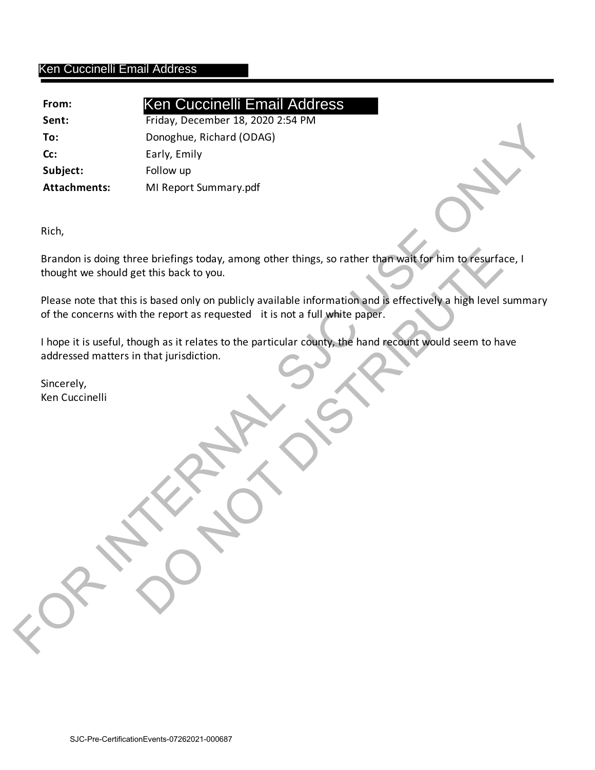Ken Cuccinelli Email Address

| | |
|---|---|
| **From:** | Ken Cuccinelli Email Address |
| **Sent:** | Friday, December 18, 2020 2:54 PM |
| **To:** | Donoghue, Richard (ODAG) |
| **Cc:** | Early, Emily |
| **Subject:** | Follow up |
| **Attachments:** | MI Report Summary.pdf |

Rich,

Brandon is doing three briefings today, among other things, so rather than wait for him to resurface, I thought we should get this back to you.

Please note that this is based only on publicly available information and is effectively a high level summary of the concerns with the report as requested   it is not a full white paper.

I hope it is useful, though as it relates to the particular county, the hand recount would seem to have addressed matters in that jurisdiction.

Sincerely,
Ken Cuccinelli

FOR INTERNAL SJC USE ONLY
DO NOT DISTRIBUTE

SJC-Pre-CertificationEvents-07262021-000687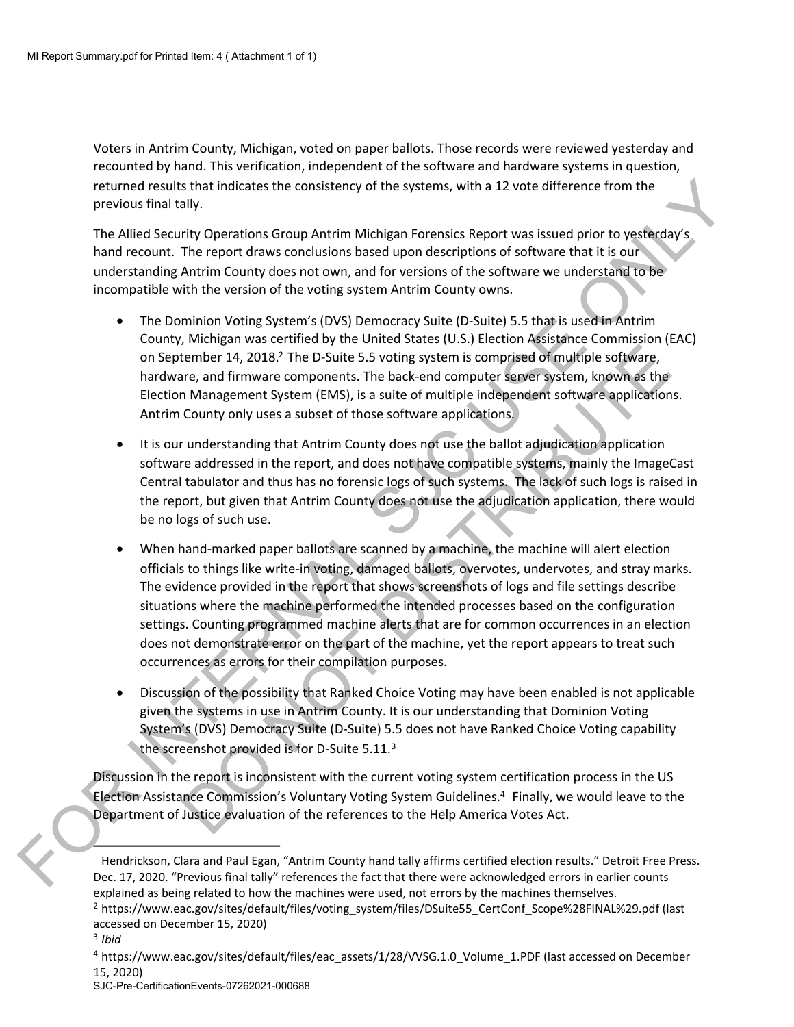Voters in Antrim County, Michigan, voted on paper ballots. Those records were reviewed yesterday and recounted by hand. This verification, independent of the software and hardware systems in question, returned results that indicates the consistency of the systems, with a 12 vote difference from the previous final tally.

The Allied Security Operations Group Antrim Michigan Forensics Report was issued prior to yesterday's hand recount. The report draws conclusions based upon descriptions of software that it is our understanding Antrim County does not own, and for versions of the software we understand to be incompatible with the version of the voting system Antrim County owns.

- The Dominion Voting System's (DVS) Democracy Suite (D-Suite) 5.5 that is used in Antrim County, Michigan was certified by the United States (U.S.) Election Assistance Commission (EAC) on September 14, 2018.[2] The D-Suite 5.5 voting system is comprised of multiple software, hardware, and firmware components. The back-end computer server system, known as the Election Management System (EMS), is a suite of multiple independent software applications. Antrim County only uses a subset of those software applications.
- It is our understanding that Antrim County does not use the ballot adjudication application software addressed in the report, and does not have compatible systems, mainly the ImageCast Central tabulator and thus has no forensic logs of such systems. The lack of such logs is raised in the report, but given that Antrim County does not use the adjudication application, there would be no logs of such use.
- When hand-marked paper ballots are scanned by a machine, the machine will alert election officials to things like write-in voting, damaged ballots, overvotes, undervotes, and stray marks. The evidence provided in the report that shows screenshots of logs and file settings describe situations where the machine performed the intended processes based on the configuration settings. Counting programmed machine alerts that are for common occurrences in an election does not demonstrate error on the part of the machine, yet the report appears to treat such occurrences as errors for their compilation purposes.
- Discussion of the possibility that Ranked Choice Voting may have been enabled is not applicable given the systems in use in Antrim County. It is our understanding that Dominion Voting System's (DVS) Democracy Suite (D-Suite) 5.5 does not have Ranked Choice Voting capability the screenshot provided is for D-Suite 5.11.[3]

Discussion in the report is inconsistent with the current voting system certification process in the US Election Assistance Commission's Voluntary Voting System Guidelines.[4] Finally, we would leave to the Department of Justice evaluation of the references to the Help America Votes Act.

---

Hendrickson, Clara and Paul Egan, "Antrim County hand tally affirms certified election results." Detroit Free Press. Dec. 17, 2020. "Previous final tally" references the fact that there were acknowledged errors in earlier counts explained as being related to how the machines were used, not errors by the machines themselves.

[2] https://www.eac.gov/sites/default/files/voting_system/files/DSuite55_CertConf_Scope%28FINAL%29.pdf (last accessed on December 15, 2020)

[3] *Ibid*

[4] https://www.eac.gov/sites/default/files/eac_assets/1/28/VVSG.1.0_Volume_1.PDF (last accessed on December 15, 2020)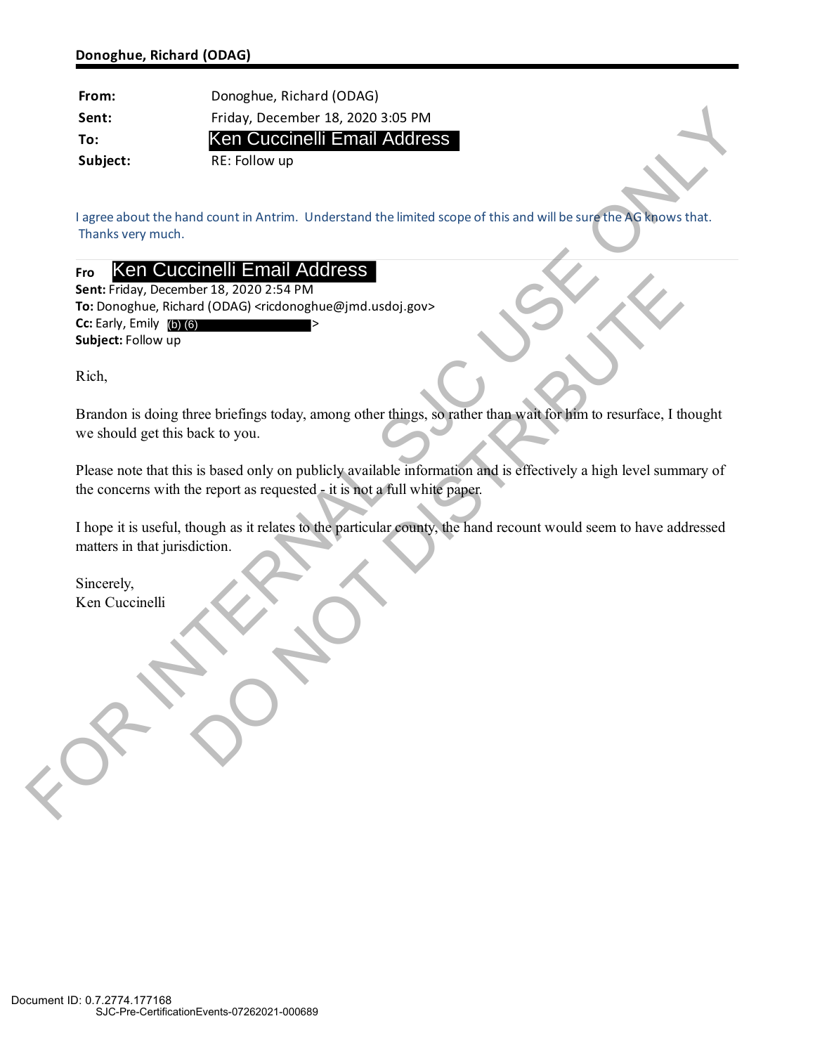**Donoghue, Richard (ODAG)**

| | |
|---|---|
| **From:** | Donoghue, Richard (ODAG) |
| **Sent:** | Friday, December 18, 2020 3:05 PM |
| **To:** | Ken Cuccinelli Email Address |
| **Subject:** | RE: Follow up |

I agree about the hand count in Antrim. Understand the limited scope of this and will be sure the AG knows that. Thanks very much.

**Fro** Ken Cuccinelli Email Address
**Sent:** Friday, December 18, 2020 2:54 PM
**To:** Donoghue, Richard (ODAG) <ricdonoghue@jmd.usdoj.gov>
**Cc:** Early, Emily (b) (6) >
**Subject:** Follow up

Rich,

Brandon is doing three briefings today, among other things, so rather than wait for him to resurface, I thought we should get this back to you.

Please note that this is based only on publicly available information and is effectively a high level summary of the concerns with the report as requested - it is not a full white paper.

I hope it is useful, though as it relates to the particular county, the hand recount would seem to have addressed matters in that jurisdiction.

Sincerely,
Ken Cuccinelli

FOR INTERNAL SJC USE ONLY
DO NOT DISTRIBUTE

Document ID: 0.7.2774.177168
SJC-Pre-CertificationEvents-07262021-000689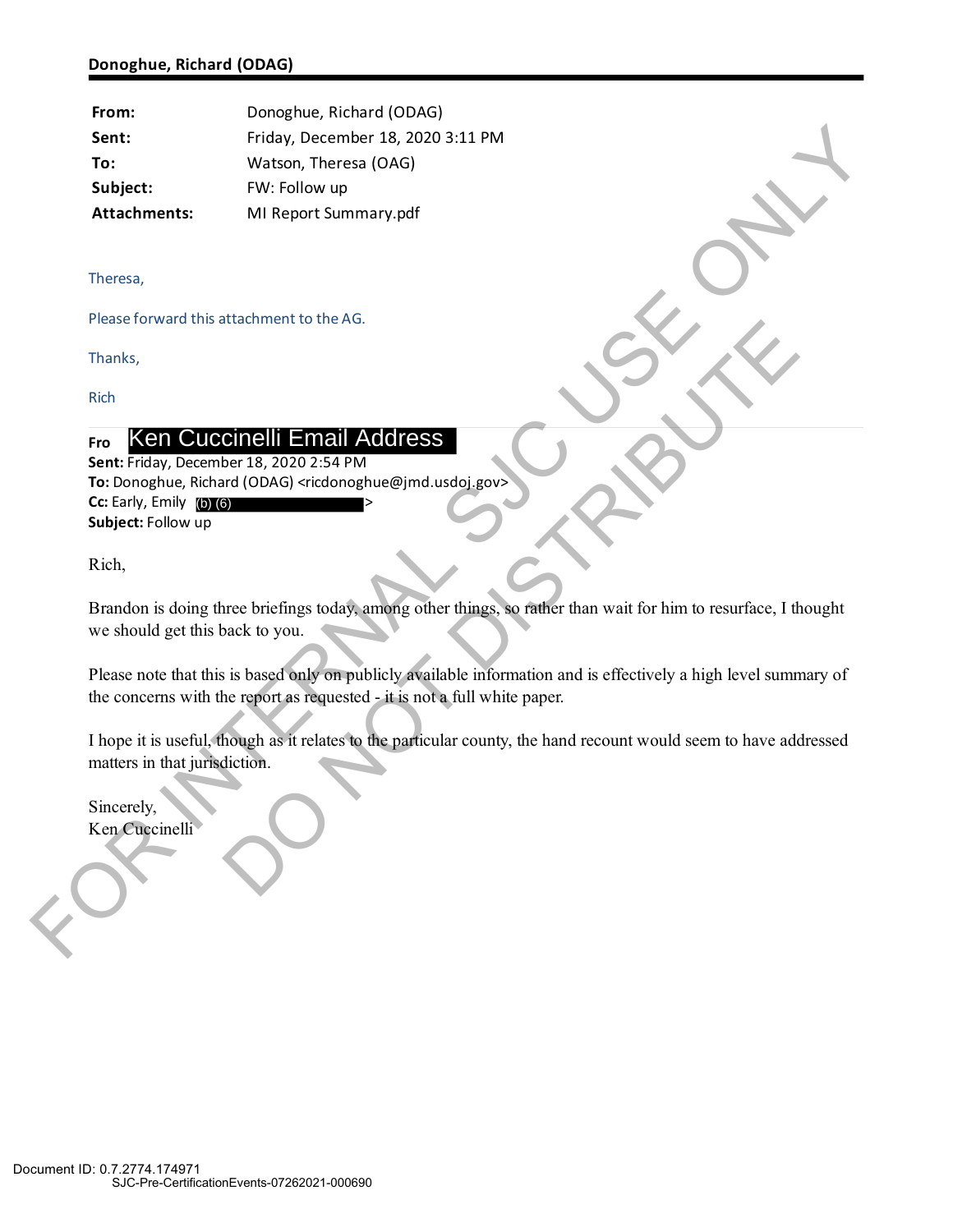**Donoghue, Richard (ODAG)**

| | |
|---|---|
| **From:** | Donoghue, Richard (ODAG) |
| **Sent:** | Friday, December 18, 2020 3:11 PM |
| **To:** | Watson, Theresa (OAG) |
| **Subject:** | FW: Follow up |
| **Attachments:** | MI Report Summary.pdf |

Theresa,

Please forward this attachment to the AG.

Thanks,

Rich

**Fro** Ken Cuccinelli Email Address
**Sent:** Friday, December 18, 2020 2:54 PM
**To:** Donoghue, Richard (ODAG) <ricdonoghue@jmd.usdoj.gov>
**Cc:** Early, Emily (b) (6) >
**Subject:** Follow up

Rich,

Brandon is doing three briefings today, among other things, so rather than wait for him to resurface, I thought we should get this back to you.

Please note that this is based only on publicly available information and is effectively a high level summary of the concerns with the report as requested - it is not a full white paper.

I hope it is useful, though as it relates to the particular county, the hand recount would seem to have addressed matters in that jurisdiction.

Sincerely,
Ken Cuccinelli

FOR INTERNAL SJC USE ONLY
DO NOT DISTRIBUTE

Document ID: 0.7.2774.174971
SJC-Pre-CertificationEvents-07262021-000690